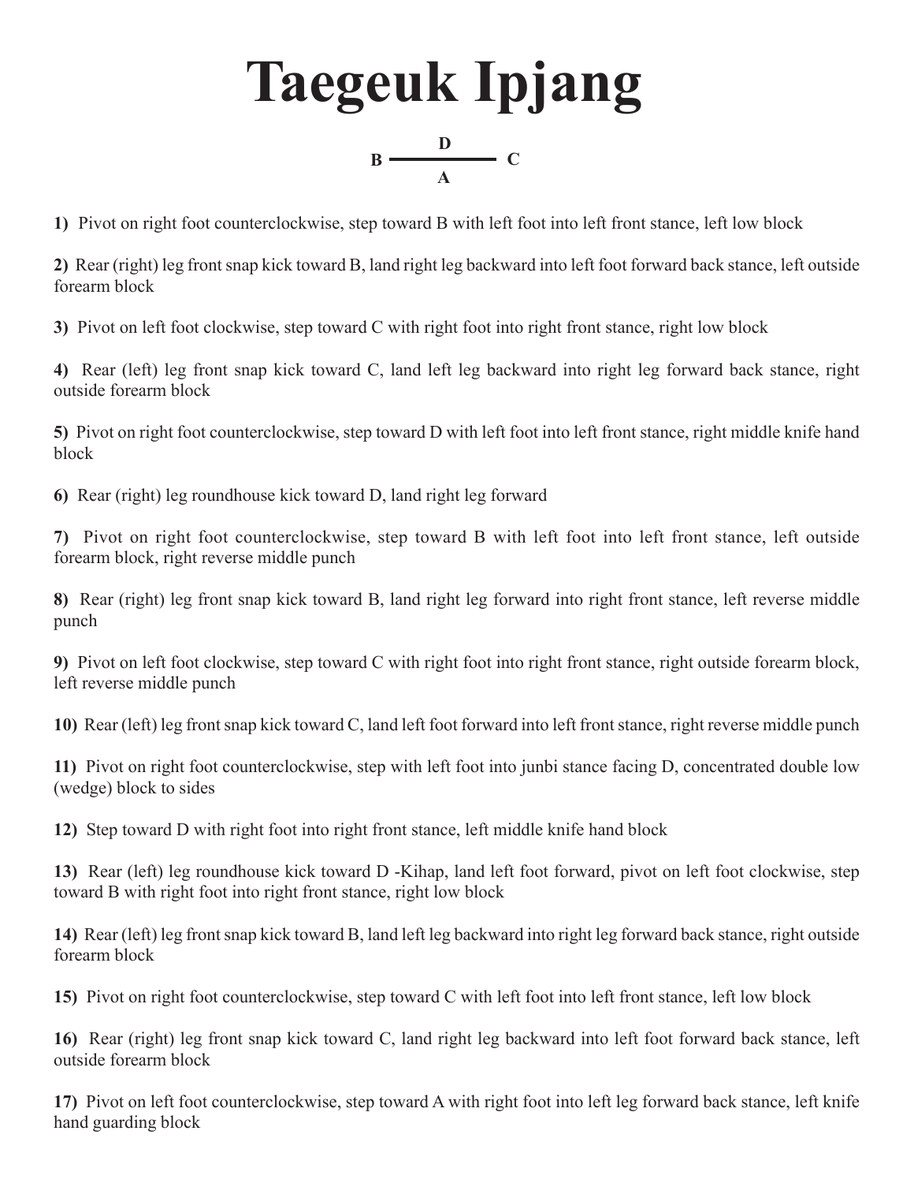# Taegeuk Ipjang

```
        D
B ─────────── C
        A
```

**1)** Pivot on right foot counterclockwise, step toward B with left foot into left front stance, left low block

**2)** Rear (right) leg front snap kick toward B, land right leg backward into left foot forward back stance, left outside forearm block

**3)** Pivot on left foot clockwise, step toward C with right foot into right front stance, right low block

**4)** Rear (left) leg front snap kick toward C, land left leg backward into right leg forward back stance, right outside forearm block

**5)** Pivot on right foot counterclockwise, step toward D with left foot into left front stance, right middle knife hand block

**6)** Rear (right) leg roundhouse kick toward D, land right leg forward

**7)** Pivot on right foot counterclockwise, step toward B with left foot into left front stance, left outside forearm block, right reverse middle punch

**8)** Rear (right) leg front snap kick toward B, land right leg forward into right front stance, left reverse middle punch

**9)** Pivot on left foot clockwise, step toward C with right foot into right front stance, right outside forearm block, left reverse middle punch

**10)** Rear (left) leg front snap kick toward C, land left foot forward into left front stance, right reverse middle punch

**11)** Pivot on right foot counterclockwise, step with left foot into junbi stance facing D, concentrated double low (wedge) block to sides

**12)** Step toward D with right foot into right front stance, left middle knife hand block

**13)** Rear (left) leg roundhouse kick toward D -Kihap, land left foot forward, pivot on left foot clockwise, step toward B with right foot into right front stance, right low block

**14)** Rear (left) leg front snap kick toward B, land left leg backward into right leg forward back stance, right outside forearm block

**15)** Pivot on right foot counterclockwise, step toward C with left foot into left front stance, left low block

**16)** Rear (right) leg front snap kick toward C, land right leg backward into left foot forward back stance, left outside forearm block

**17)** Pivot on left foot counterclockwise, step toward A with right foot into left leg forward back stance, left knife hand guarding block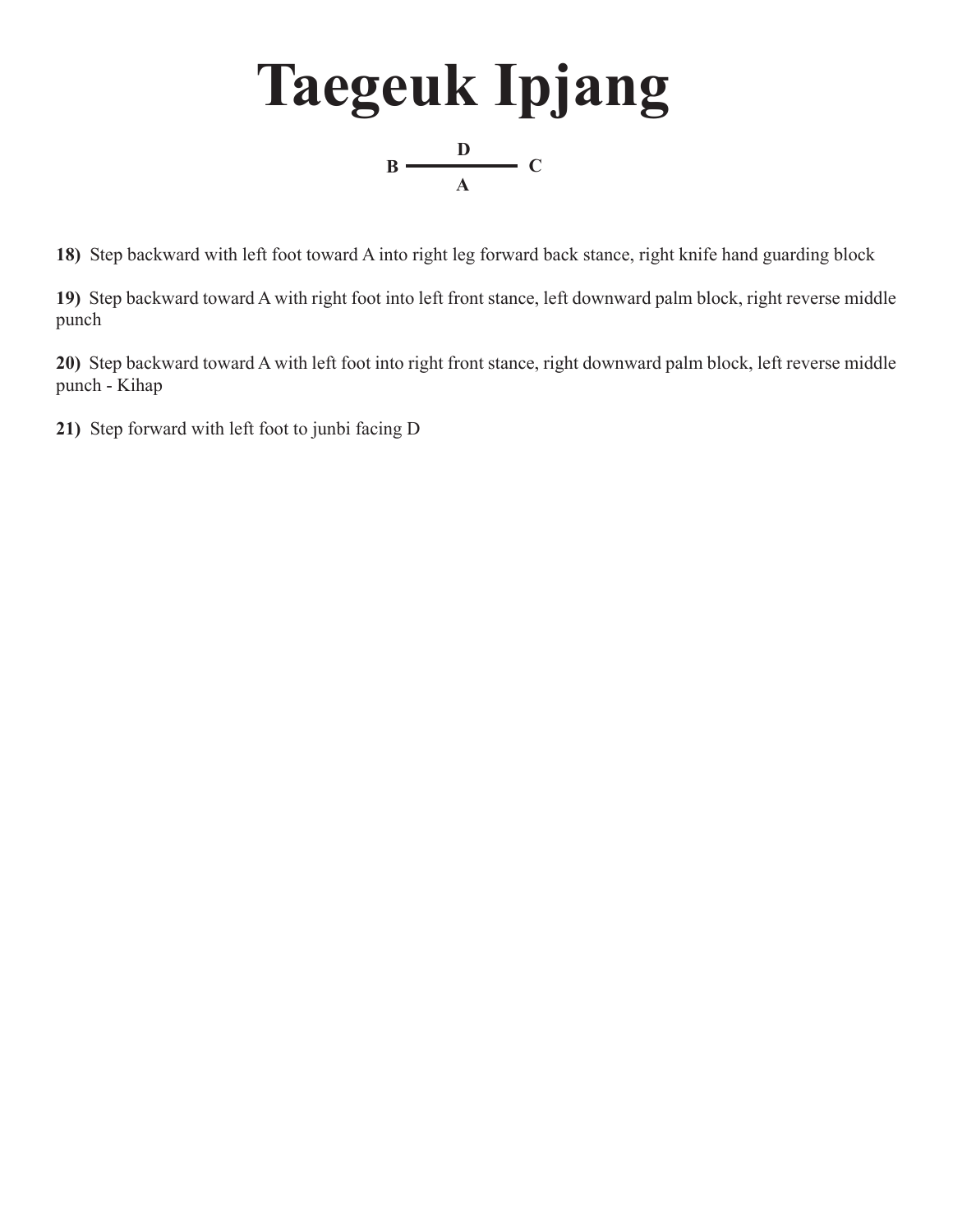# Taegeuk Ipjang

D

B —— C

A

**18)** Step backward with left foot toward A into right leg forward back stance, right knife hand guarding block

**19)** Step backward toward A with right foot into left front stance, left downward palm block, right reverse middle punch

**20)** Step backward toward A with left foot into right front stance, right downward palm block, left reverse middle punch - Kihap

**21)** Step forward with left foot to junbi facing D